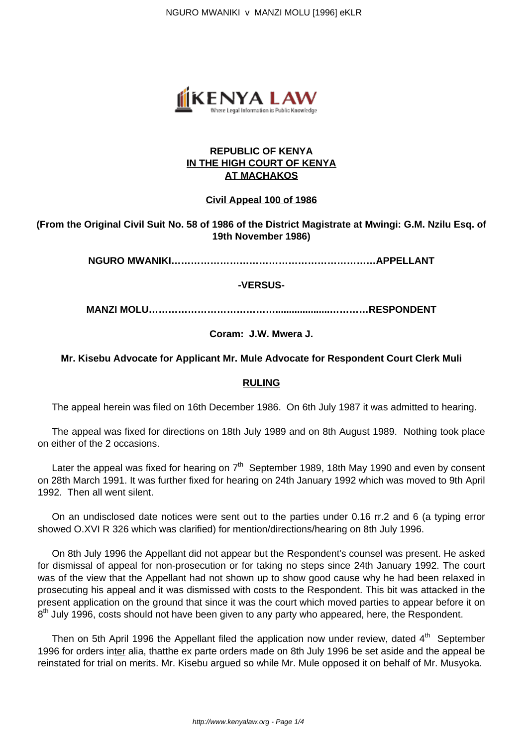**REPUBLIC OF KENYA**
**IN THE HIGH COURT OF KENYA**
**AT MACHAKOS**

**Civil Appeal 100 of 1986**

**(From the Original Civil Suit No. 58 of 1986 of the District Magistrate at Mwingi: G.M. Nzilu Esq. of 19th November 1986)**

**NGURO MWANIKI……………………………………………………APPELLANT**

**-VERSUS-**

**MANZI MOLU…………………………………...................…………RESPONDENT**

**Coram: J.W. Mwera J.**

**Mr. Kisebu Advocate for Applicant Mr. Mule Advocate for Respondent Court Clerk Muli**

**RULING**

The appeal herein was filed on 16th December 1986. On 6th July 1987 it was admitted to hearing.

The appeal was fixed for directions on 18th July 1989 and on 8th August 1989. Nothing took place on either of the 2 occasions.

Later the appeal was fixed for hearing on 7th September 1989, 18th May 1990 and even by consent on 28th March 1991. It was further fixed for hearing on 24th January 1992 which was moved to 9th April 1992. Then all went silent.

On an undisclosed date notices were sent out to the parties under 0.16 rr.2 and 6 (a typing error showed O.XVI R 326 which was clarified) for mention/directions/hearing on 8th July 1996.

On 8th July 1996 the Appellant did not appear but the Respondent's counsel was present. He asked for dismissal of appeal for non-prosecution or for taking no steps since 24th January 1992. The court was of the view that the Appellant had not shown up to show good cause why he had been relaxed in prosecuting his appeal and it was dismissed with costs to the Respondent. This bit was attacked in the present application on the ground that since it was the court which moved parties to appear before it on 8th July 1996, costs should not have been given to any party who appeared, here, the Respondent.

Then on 5th April 1996 the Appellant filed the application now under review, dated 4th September 1996 for orders inter alia, thatthe ex parte orders made on 8th July 1996 be set aside and the appeal be reinstated for trial on merits. Mr. Kisebu argued so while Mr. Mule opposed it on behalf of Mr. Musyoka.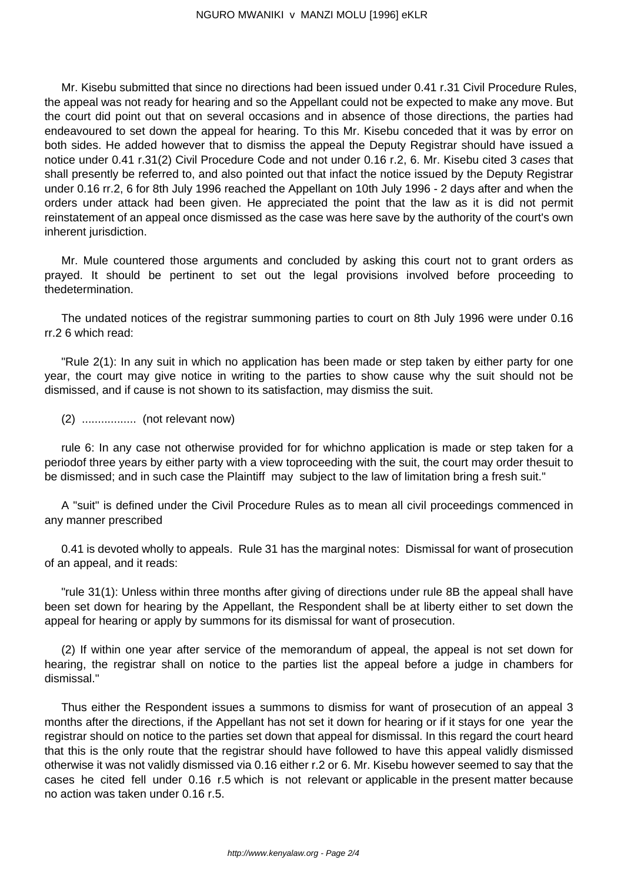Mr. Kisebu submitted that since no directions had been issued under 0.41 r.31 Civil Procedure Rules, the appeal was not ready for hearing and so the Appellant could not be expected to make any move. But the court did point out that on several occasions and in absence of those directions, the parties had endeavoured to set down the appeal for hearing. To this Mr. Kisebu conceded that it was by error on both sides. He added however that to dismiss the appeal the Deputy Registrar should have issued a notice under 0.41 r.31(2) Civil Procedure Code and not under 0.16 r.2, 6. Mr. Kisebu cited 3 *cases* that shall presently be referred to, and also pointed out that infact the notice issued by the Deputy Registrar under 0.16 rr.2, 6 for 8th July 1996 reached the Appellant on 10th July 1996 - 2 days after and when the orders under attack had been given. He appreciated the point that the law as it is did not permit reinstatement of an appeal once dismissed as the case was here save by the authority of the court's own inherent jurisdiction.

Mr. Mule countered those arguments and concluded by asking this court not to grant orders as prayed. It should be pertinent to set out the legal provisions involved before proceeding to thedetermination.

The undated notices of the registrar summoning parties to court on 8th July 1996 were under 0.16 rr.2 6 which read:

"Rule 2(1): In any suit in which no application has been made or step taken by either party for one year, the court may give notice in writing to the parties to show cause why the suit should not be dismissed, and if cause is not shown to its satisfaction, may dismiss the suit.

(2) ................. (not relevant now)

rule 6: In any case not otherwise provided for for whichno application is made or step taken for a periodof three years by either party with a view toproceeding with the suit, the court may order thesuit to be dismissed; and in such case the Plaintiff may subject to the law of limitation bring a fresh suit."

A "suit" is defined under the Civil Procedure Rules as to mean all civil proceedings commenced in any manner prescribed

0.41 is devoted wholly to appeals. Rule 31 has the marginal notes: Dismissal for want of prosecution of an appeal, and it reads:

"rule 31(1): Unless within three months after giving of directions under rule 8B the appeal shall have been set down for hearing by the Appellant, the Respondent shall be at liberty either to set down the appeal for hearing or apply by summons for its dismissal for want of prosecution.

(2) If within one year after service of the memorandum of appeal, the appeal is not set down for hearing, the registrar shall on notice to the parties list the appeal before a judge in chambers for dismissal."

Thus either the Respondent issues a summons to dismiss for want of prosecution of an appeal 3 months after the directions, if the Appellant has not set it down for hearing or if it stays for one year the registrar should on notice to the parties set down that appeal for dismissal. In this regard the court heard that this is the only route that the registrar should have followed to have this appeal validly dismissed otherwise it was not validly dismissed via 0.16 either r.2 or 6. Mr. Kisebu however seemed to say that the cases he cited fell under 0.16 r.5 which is not relevant or applicable in the present matter because no action was taken under 0.16 r.5.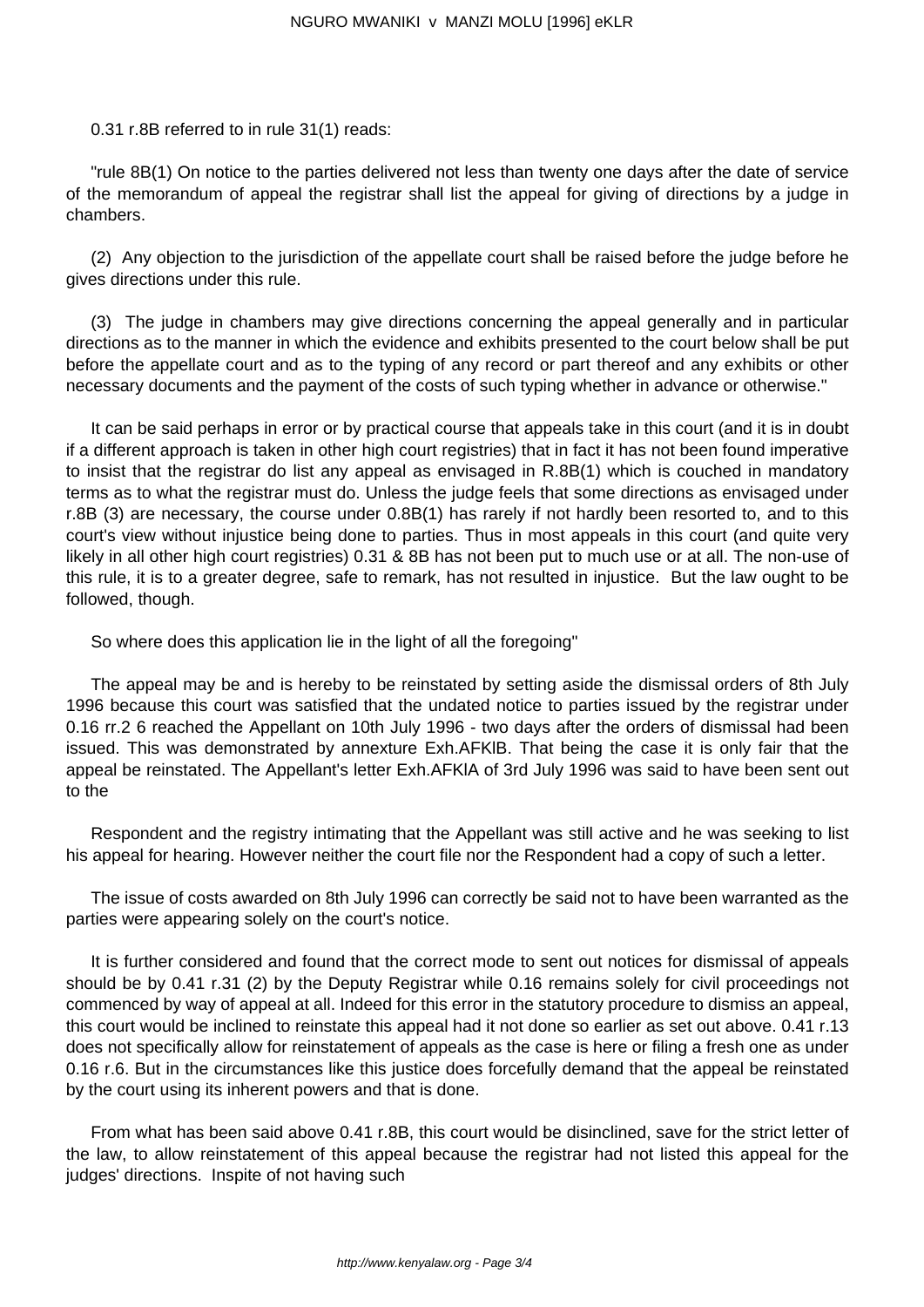0.31 r.8B referred to in rule 31(1) reads:

"rule 8B(1) On notice to the parties delivered not less than twenty one days after the date of service of the memorandum of appeal the registrar shall list the appeal for giving of directions by a judge in chambers.

(2) Any objection to the jurisdiction of the appellate court shall be raised before the judge before he gives directions under this rule.

(3) The judge in chambers may give directions concerning the appeal generally and in particular directions as to the manner in which the evidence and exhibits presented to the court below shall be put before the appellate court and as to the typing of any record or part thereof and any exhibits or other necessary documents and the payment of the costs of such typing whether in advance or otherwise."

It can be said perhaps in error or by practical course that appeals take in this court (and it is in doubt if a different approach is taken in other high court registries) that in fact it has not been found imperative to insist that the registrar do list any appeal as envisaged in R.8B(1) which is couched in mandatory terms as to what the registrar must do. Unless the judge feels that some directions as envisaged under r.8B (3) are necessary, the course under 0.8B(1) has rarely if not hardly been resorted to, and to this court's view without injustice being done to parties. Thus in most appeals in this court (and quite very likely in all other high court registries) 0.31 & 8B has not been put to much use or at all. The non-use of this rule, it is to a greater degree, safe to remark, has not resulted in injustice. But the law ought to be followed, though.

So where does this application lie in the light of all the foregoing"

The appeal may be and is hereby to be reinstated by setting aside the dismissal orders of 8th July 1996 because this court was satisfied that the undated notice to parties issued by the registrar under 0.16 rr.2 6 reached the Appellant on 10th July 1996 - two days after the orders of dismissal had been issued. This was demonstrated by annexture Exh.AFKlB. That being the case it is only fair that the appeal be reinstated. The Appellant's letter Exh.AFKlA of 3rd July 1996 was said to have been sent out to the

Respondent and the registry intimating that the Appellant was still active and he was seeking to list his appeal for hearing. However neither the court file nor the Respondent had a copy of such a letter.

The issue of costs awarded on 8th July 1996 can correctly be said not to have been warranted as the parties were appearing solely on the court's notice.

It is further considered and found that the correct mode to sent out notices for dismissal of appeals should be by 0.41 r.31 (2) by the Deputy Registrar while 0.16 remains solely for civil proceedings not commenced by way of appeal at all. Indeed for this error in the statutory procedure to dismiss an appeal, this court would be inclined to reinstate this appeal had it not done so earlier as set out above. 0.41 r.13 does not specifically allow for reinstatement of appeals as the case is here or filing a fresh one as under 0.16 r.6. But in the circumstances like this justice does forcefully demand that the appeal be reinstated by the court using its inherent powers and that is done.

From what has been said above 0.41 r.8B, this court would be disinclined, save for the strict letter of the law, to allow reinstatement of this appeal because the registrar had not listed this appeal for the judges' directions. Inspite of not having such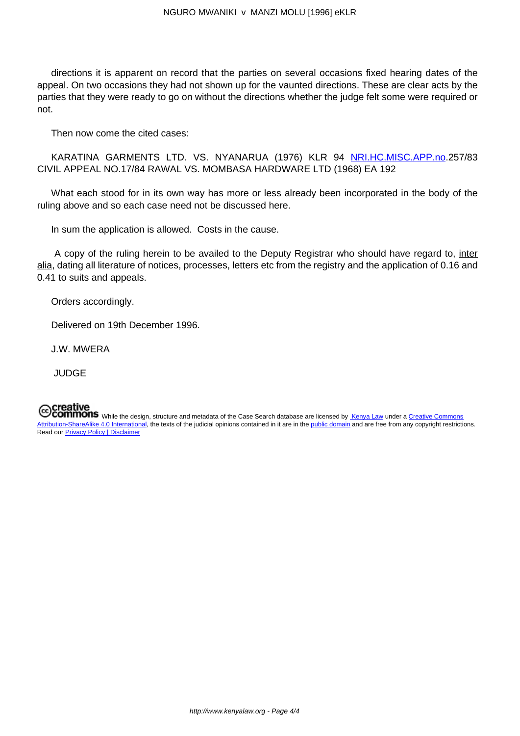directions it is apparent on record that the parties on several occasions fixed hearing dates of the appeal. On two occasions they had not shown up for the vaunted directions. These are clear acts by the parties that they were ready to go on without the directions whether the judge felt some were required or not.

Then now come the cited cases:

KARATINA GARMENTS LTD. VS. NYANARUA (1976) KLR 94 NRI.HC.MISC.APP.no.257/83 CIVIL APPEAL NO.17/84 RAWAL VS. MOMBASA HARDWARE LTD (1968) EA 192

What each stood for in its own way has more or less already been incorporated in the body of the ruling above and so each case need not be discussed here.

In sum the application is allowed. Costs in the cause.

A copy of the ruling herein to be availed to the Deputy Registrar who should have regard to, inter alia, dating all literature of notices, processes, letters etc from the registry and the application of 0.16 and 0.41 to suits and appeals.

Orders accordingly.

Delivered on 19th December 1996.

J.W. MWERA

JUDGE

While the design, structure and metadata of the Case Search database are licensed by Kenya Law under a Creative Commons Attribution-ShareAlike 4.0 International, the texts of the judicial opinions contained in it are in the public domain and are free from any copyright restrictions. Read our Privacy Policy | Disclaimer